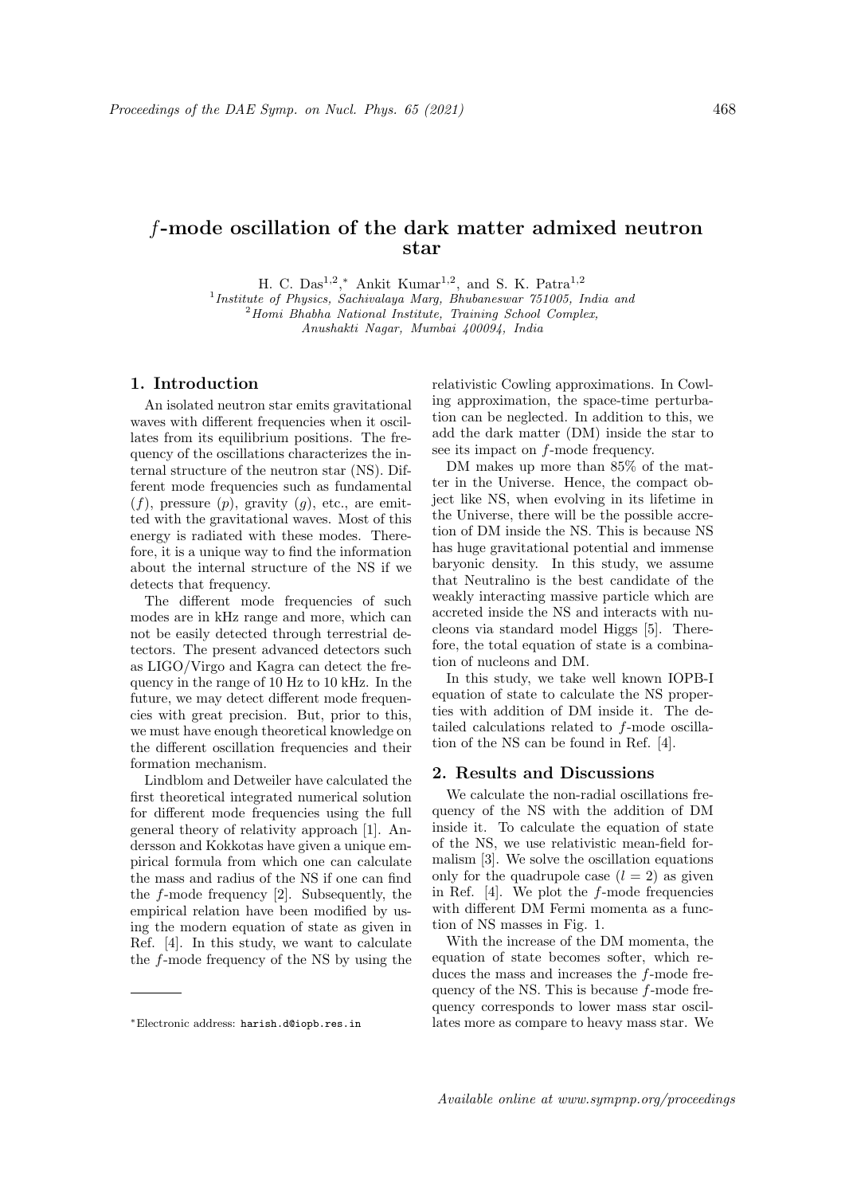# $f$-mode oscillation of the dark matter admixed neutron star

H. C. Das[1,2,*] Ankit Kumar[1,2], and S. K. Patra[1,2]

[1] *Institute of Physics, Sachivalaya Marg, Bhubaneswar 751005, India and*
[2] *Homi Bhabha National Institute, Training School Complex, Anushakti Nagar, Mumbai 400094, India*

## 1. Introduction

An isolated neutron star emits gravitational waves with different frequencies when it oscillates from its equilibrium positions. The frequency of the oscillations characterizes the internal structure of the neutron star (NS). Different mode frequencies such as fundamental ($f$), pressure ($p$), gravity ($g$), etc., are emitted with the gravitational waves. Most of this energy is radiated with these modes. Therefore, it is a unique way to find the information about the internal structure of the NS if we detects that frequency.

The different mode frequencies of such modes are in kHz range and more, which can not be easily detected through terrestrial detectors. The present advanced detectors such as LIGO/Virgo and Kagra can detect the frequency in the range of 10 Hz to 10 kHz. In the future, we may detect different mode frequencies with great precision. But, prior to this, we must have enough theoretical knowledge on the different oscillation frequencies and their formation mechanism.

Lindblom and Detweiler have calculated the first theoretical integrated numerical solution for different mode frequencies using the full general theory of relativity approach [1]. Andersson and Kokkotas have given a unique empirical formula from which one can calculate the mass and radius of the NS if one can find the $f$-mode frequency [2]. Subsequently, the empirical relation have been modified by using the modern equation of state as given in Ref. [4]. In this study, we want to calculate the $f$-mode frequency of the NS by using the relativistic Cowling approximations. In Cowling approximation, the space-time perturbation can be neglected. In addition to this, we add the dark matter (DM) inside the star to see its impact on $f$-mode frequency.

DM makes up more than 85% of the matter in the Universe. Hence, the compact object like NS, when evolving in its lifetime in the Universe, there will be the possible accretion of DM inside the NS. This is because NS has huge gravitational potential and immense baryonic density. In this study, we assume that Neutralino is the best candidate of the weakly interacting massive particle which are accreted inside the NS and interacts with nucleons via standard model Higgs [5]. Therefore, the total equation of state is a combination of nucleons and DM.

In this study, we take well known IOPB-I equation of state to calculate the NS properties with addition of DM inside it. The detailed calculations related to $f$-mode oscillation of the NS can be found in Ref. [4].

## 2. Results and Discussions

We calculate the non-radial oscillations frequency of the NS with the addition of DM inside it. To calculate the equation of state of the NS, we use relativistic mean-field formalism [3]. We solve the oscillation equations only for the quadrupole case ($l = 2$) as given in Ref. [4]. We plot the $f$-mode frequencies with different DM Fermi momenta as a function of NS masses in Fig. 1.

With the increase of the DM momenta, the equation of state becomes softer, which reduces the mass and increases the $f$-mode frequency of the NS. This is because $f$-mode frequency corresponds to lower mass star oscillates more as compare to heavy mass star. We

[*] Electronic address: harish.d@iopb.res.in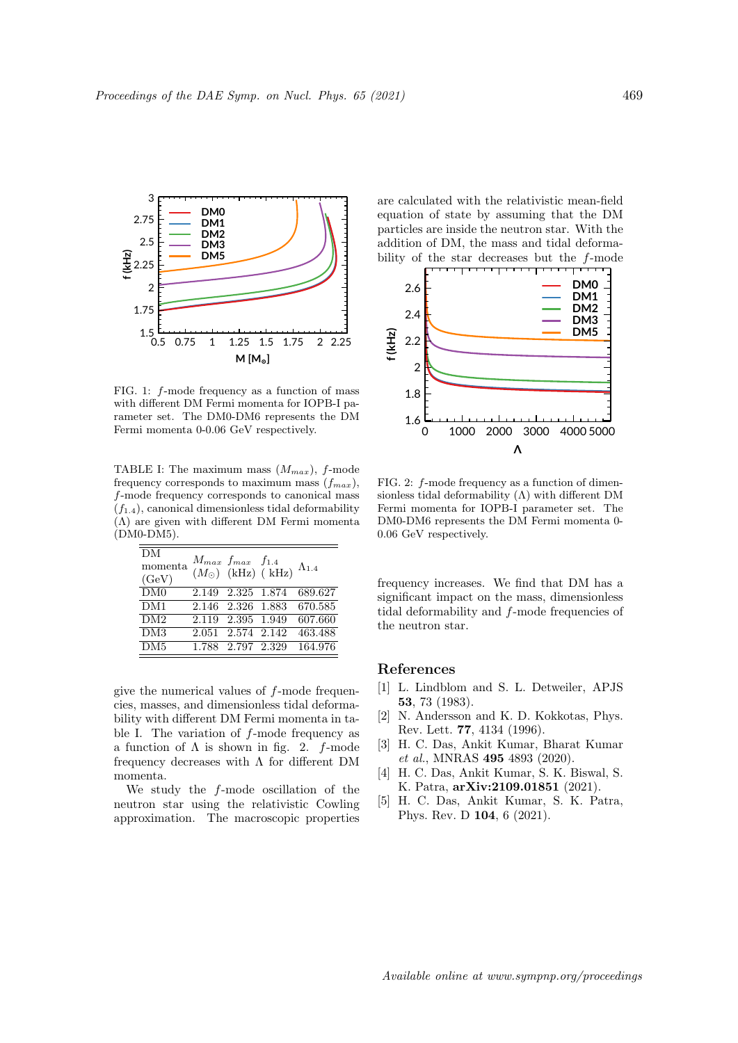3
2.75
2.5
2.25
2
1.75
1.5
0.5 0.75 1 1.25 1.5 1.75 2 2.25
f (kHz)
M [M$_\odot$]
DM0
DM1
DM2
DM3
DM5

FIG. 1: $f$-mode frequency as a function of mass with different DM Fermi momenta for IOPB-I parameter set. The DM0-DM6 represents the DM Fermi momenta 0-0.06 GeV respectively.

TABLE I: The maximum mass ($M_{max}$), $f$-mode frequency corresponds to maximum mass ($f_{max}$), $f$-mode frequency corresponds to canonical mass ($f_{1.4}$), canonical dimensionless tidal deformability ($\Lambda$) are given with different DM Fermi momenta (DM0-DM5).

| DM momenta (GeV) | $M_{max}$ ($M_\odot$) | $f_{max}$ (kHz) | $f_{1.4}$ ( kHz) | $\Lambda_{1.4}$ |
|---|---|---|---|---|
| DM0 | 2.149 | 2.325 | 1.874 | 689.627 |
| DM1 | 2.146 | 2.326 | 1.883 | 670.585 |
| DM2 | 2.119 | 2.395 | 1.949 | 607.660 |
| DM3 | 2.051 | 2.574 | 2.142 | 463.488 |
| DM5 | 1.788 | 2.797 | 2.329 | 164.976 |

give the numerical values of $f$-mode frequencies, masses, and dimensionless tidal deformability with different DM Fermi momenta in table I. The variation of $f$-mode frequency as a function of $\Lambda$ is shown in fig. 2. $f$-mode frequency decreases with $\Lambda$ for different DM momenta.

We study the $f$-mode oscillation of the neutron star using the relativistic Cowling approximation. The macroscopic properties are calculated with the relativistic mean-field equation of state by assuming that the DM particles are inside the neutron star. With the addition of DM, the mass and tidal deformability of the star decreases but the $f$-mode frequency increases. We find that DM has a significant impact on the mass, dimensionless tidal deformability and $f$-mode frequencies of the neutron star.

2.6
2.4
2.2
2
1.8
1.6
0 1000 2000 3000 4000 5000
f (kHz)
$\Lambda$
DM0
DM1
DM2
DM3
DM5

FIG. 2: $f$-mode frequency as a function of dimensionless tidal deformability ($\Lambda$) with different DM Fermi momenta for IOPB-I parameter set. The DM0-DM6 represents the DM Fermi momenta 0-0.06 GeV respectively.

## References

[1] L. Lindblom and S. L. Detweiler, APJS **53**, 73 (1983).

[2] N. Andersson and K. D. Kokkotas, Phys. Rev. Lett. **77**, 4134 (1996).

[3] H. C. Das, Ankit Kumar, Bharat Kumar *et al.*, MNRAS **495** 4893 (2020).

[4] H. C. Das, Ankit Kumar, S. K. Biswal, S. K. Patra, **arXiv:2109.01851** (2021).

[5] H. C. Das, Ankit Kumar, S. K. Patra, Phys. Rev. D **104**, 6 (2021).